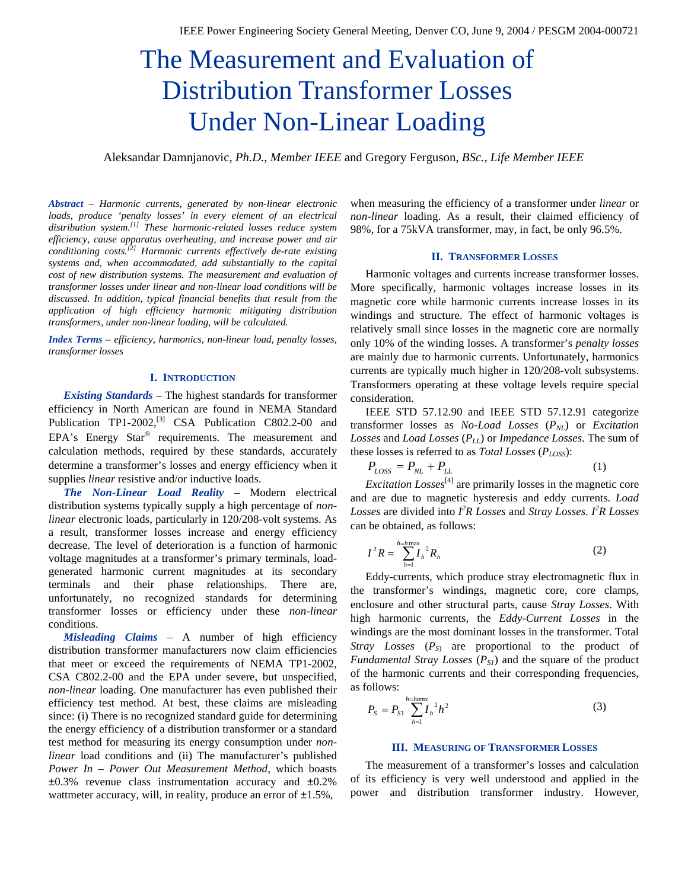# The Measurement and Evaluation of Distribution Transformer Losses Under Non-Linear Loading

Aleksandar Damnjanovic, *Ph.D., Member IEEE* and Gregory Ferguson, *BSc., Life Member IEEE*

***Abstract*** *– Harmonic currents, generated by non-linear electronic loads, produce 'penalty losses' in every element of an electrical distribution system.[1] These harmonic-related losses reduce system efficiency, cause apparatus overheating, and increase power and air conditioning costs.[2] Harmonic currents effectively de-rate existing systems and, when accommodated, add substantially to the capital cost of new distribution systems. The measurement and evaluation of transformer losses under linear and non-linear load conditions will be discussed. In addition, typical financial benefits that result from the application of high efficiency harmonic mitigating distribution transformers, under non-linear loading, will be calculated.*

***Index Terms*** *– efficiency, harmonics, non-linear load, penalty losses, transformer losses*

## I. Introduction

***Existing Standards*** – The highest standards for transformer efficiency in North American are found in NEMA Standard Publication TP1-2002,[3] CSA Publication C802.2-00 and EPA's Energy Star® requirements. The measurement and calculation methods, required by these standards, accurately determine a transformer's losses and energy efficiency when it supplies *linear* resistive and/or inductive loads.

***The Non-Linear Load Reality*** – Modern electrical distribution systems typically supply a high percentage of *non-linear* electronic loads, particularly in 120/208-volt systems. As a result, transformer losses increase and energy efficiency decrease. The level of deterioration is a function of harmonic voltage magnitudes at a transformer's primary terminals, load-generated harmonic current magnitudes at its secondary terminals and their phase relationships. There are, unfortunately, no recognized standards for determining transformer losses or efficiency under these *non-linear* conditions.

***Misleading Claims*** – A number of high efficiency distribution transformer manufacturers now claim efficiencies that meet or exceed the requirements of NEMA TP1-2002, CSA C802.2-00 and the EPA under severe, but unspecified, *non-linear* loading. One manufacturer has even published their efficiency test method. At best, these claims are misleading since: (i) There is no recognized standard guide for determining the energy efficiency of a distribution transformer or a standard test method for measuring its energy consumption under *non-linear* load conditions and (ii) The manufacturer's published *Power In – Power Out Measurement Method*, which boasts ±0.3% revenue class instrumentation accuracy and ±0.2% wattmeter accuracy, will, in reality, produce an error of ±1.5%, when measuring the efficiency of a transformer under *linear* or *non-linear* loading. As a result, their claimed efficiency of 98%, for a 75kVA transformer, may, in fact, be only 96.5%.

## II. Transformer Losses

Harmonic voltages and currents increase transformer losses. More specifically, harmonic voltages increase losses in its magnetic core while harmonic currents increase losses in its windings and structure. The effect of harmonic voltages is relatively small since losses in the magnetic core are normally only 10% of the winding losses. A transformer's *penalty losses* are mainly due to harmonic currents. Unfortunately, harmonics currents are typically much higher in 120/208-volt subsystems. Transformers operating at these voltage levels require special consideration.

IEEE STD 57.12.90 and IEEE STD 57.12.91 categorize transformer losses as *No-Load Losses* ($P_{NL}$) or *Excitation Losses* and *Load Losses* ($P_{LL}$) or *Impedance Losses*. The sum of these losses is referred to as *Total Losses* ($P_{LOSS}$):

$$P_{LOSS} = P_{NL} + P_{LL} \qquad (1)$$

*Excitation Losses*[4] are primarily losses in the magnetic core and are due to magnetic hysteresis and eddy currents. *Load Losses* are divided into *$I^2R$ Losses* and *Stray Losses*. *$I^2R$ Losses* can be obtained, as follows:

$$I^2R = \sum_{h=1}^{h=h\max} I_h^{\,2} R_h \qquad (2)$$

Eddy-currents, which produce stray electromagnetic flux in the transformer's windings, magnetic core, core clamps, enclosure and other structural parts, cause *Stray Losses*. With high harmonic currents, the *Eddy-Current Losses* in the windings are the most dominant losses in the transformer. Total *Stray Losses* ($P_S$) are proportional to the product of *Fundamental Stray Losses* ($P_{S1}$) and the square of the product of the harmonic currents and their corresponding frequencies, as follows:

$$P_S = P_{S1} \sum_{h=1}^{h=hamx} I_h^{\,2} h^2 \qquad (3)$$

## III. Measuring of Transformer Losses

The measurement of a transformer's losses and calculation of its efficiency is very well understood and applied in the power and distribution transformer industry. However,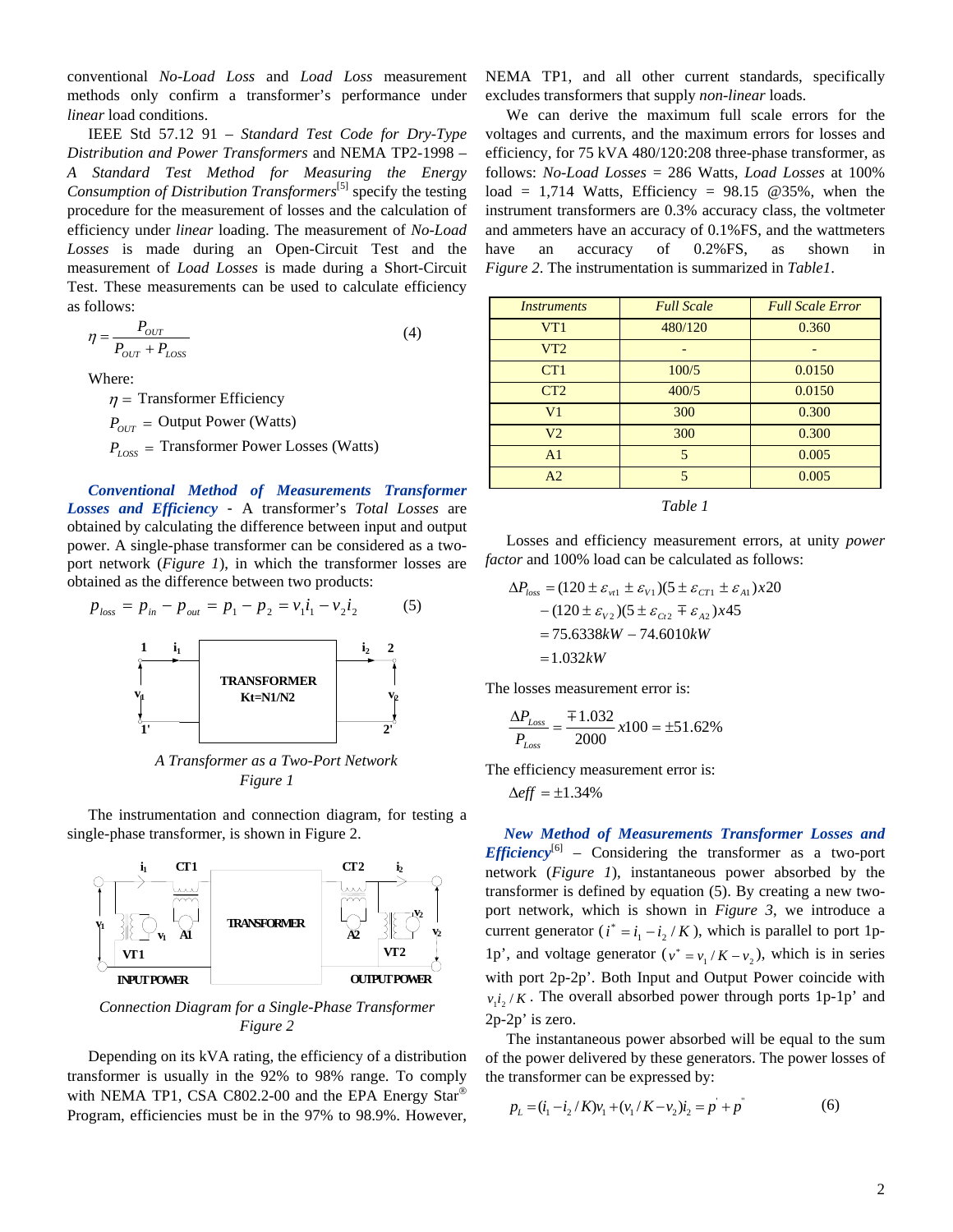conventional *No-Load Loss* and *Load Loss* measurement methods only confirm a transformer's performance under *linear* load conditions.

IEEE Std 57.12 91 – *Standard Test Code for Dry-Type Distribution and Power Transformers* and NEMA TP2-1998 – *A Standard Test Method for Measuring the Energy Consumption of Distribution Transformers*[5] specify the testing procedure for the measurement of losses and the calculation of efficiency under *linear* loading. The measurement of *No-Load Losses* is made during an Open-Circuit Test and the measurement of *Load Losses* is made during a Short-Circuit Test. These measurements can be used to calculate efficiency as follows:

$$\eta = \frac{P_{OUT}}{P_{OUT} + P_{LOSS}} \tag{4}$$

Where:

$\eta =$ Transformer Efficiency

$P_{OUT} =$ Output Power (Watts)

$P_{LOSS} =$ Transformer Power Losses (Watts)

***Conventional Method of Measurements Transformer Losses and Efficiency*** - A transformer's *Total Losses* are obtained by calculating the difference between input and output power. A single-phase transformer can be considered as a two-port network (*Figure 1*), in which the transformer losses are obtained as the difference between two products:

$$p_{loss} = p_{in} - p_{out} = p_1 - p_2 = v_1 i_1 - v_2 i_2 \tag{5}$$

*A Transformer as a Two-Port Network*
*Figure 1*

The instrumentation and connection diagram, for testing a single-phase transformer, is shown in Figure 2.

*Connection Diagram for a Single-Phase Transformer*
*Figure 2*

Depending on its kVA rating, the efficiency of a distribution transformer is usually in the 92% to 98% range. To comply with NEMA TP1, CSA C802.2-00 and the EPA Energy Star® Program, efficiencies must be in the 97% to 98.9%. However, NEMA TP1, and all other current standards, specifically excludes transformers that supply *non-linear* loads.

We can derive the maximum full scale errors for the voltages and currents, and the maximum errors for losses and efficiency, for 75 kVA 480/120:208 three-phase transformer, as follows: *No-Load Losses* = 286 Watts, *Load Losses* at 100% load = 1,714 Watts, Efficiency = 98.15 @35%, when the instrument transformers are 0.3% accuracy class, the voltmeter and ammeters have an accuracy of 0.1%FS, and the wattmeters have an accuracy of 0.2%FS, as shown in *Figure 2*. The instrumentation is summarized in *Table1*.

| *Instruments* | *Full Scale* | *Full Scale Error* |
|---|---|---|
| VT1 | 480/120 | 0.360 |
| VT2 | - | - |
| CT1 | 100/5 | 0.0150 |
| CT2 | 400/5 | 0.0150 |
| V1 | 300 | 0.300 |
| V2 | 300 | 0.300 |
| A1 | 5 | 0.005 |
| A2 | 5 | 0.005 |

*Table 1*

Losses and efficiency measurement errors, at unity *power factor* and 100% load can be calculated as follows:

$$\begin{aligned}\Delta P_{loss} &= (120 \pm \varepsilon_{vt1} \pm \varepsilon_{V1})(5 \pm \varepsilon_{CT1} \pm \varepsilon_{A1})x20 \\ &\quad - (120 \pm \varepsilon_{V2})(5 \pm \varepsilon_{Ct2} \mp \varepsilon_{A2})x45 \\ &= 75.6338kW - 74.6010kW \\ &= 1.032kW\end{aligned}$$

The losses measurement error is:

$$\frac{\Delta P_{Loss}}{P_{Loss}} = \frac{\mp 1.032}{2000} x100 = \pm 51.62\%$$

The efficiency measurement error is:

$$\Delta eff = \pm 1.34\%$$

***New Method of Measurements Transformer Losses and Efficiency***[6] – Considering the transformer as a two-port network (*Figure 1*), instantaneous power absorbed by the transformer is defined by equation (5). By creating a new two-port network, which is shown in *Figure 3*, we introduce a current generator ($i^* = i_1 - i_2 / K$), which is parallel to port 1p-1p', and voltage generator ($v^* = v_1 / K - v_2$), which is in series with port 2p-2p'. Both Input and Output Power coincide with $v_1 i_2 / K$. The overall absorbed power through ports 1p-1p' and 2p-2p' is zero.

The instantaneous power absorbed will be equal to the sum of the power delivered by these generators. The power losses of the transformer can be expressed by:

$$p_L = (i_1 - i_2 / K)v_1 + (v_1 / K - v_2)i_2 = p' + p'' \tag{6}$$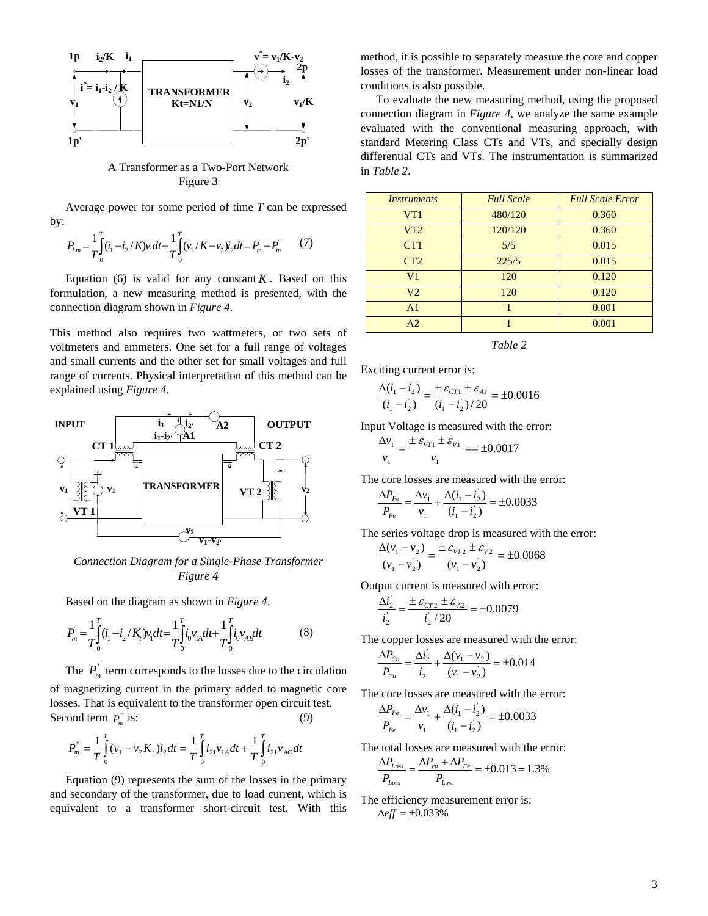A Transformer as a Two-Port Network

Figure 3

Average power for some period of time $T$ can be expressed by:

$$P_{Lm} = \frac{1}{T}\int_0^T (i_1 - i_2/K)v_1 dt + \frac{1}{T}\int_0^T (v_1/K - v_2)i_2 dt = P_m^{'} + P_m^{''} \qquad (7)$$

Equation (6) is valid for any constant $K$. Based on this formulation, a new measuring method is presented, with the connection diagram shown in *Figure 4*.

This method also requires two wattmeters, or two sets of voltmeters and ammeters. One set for a full range of voltages and small currents and the other set for small voltages and full range of currents. Physical interpretation of this method can be explained using *Figure 4*.

*Connection Diagram for a Single-Phase Transformer*

*Figure 4*

Based on the diagram as shown in *Figure 4*.

$$P_m^{'} = \frac{1}{T}\int_0^T (i_1 - i_2/K_t)v_1 dt = \frac{1}{T}\int_0^T i_0 v_{1A} dt + \frac{1}{T}\int_0^T i_0 v_{AB} dt \qquad (8)$$

The $P_m^{'}$ term corresponds to the losses due to the circulation of magnetizing current in the primary added to magnetic core losses. That is equivalent to the transformer open circuit test. Second term $P_m^{''}$ is: (9)

$$P_m^{''} = \frac{1}{T}\int_0^T (v_1 - v_2 K_t) i_2 dt = \frac{1}{T}\int_0^T i_{21} v_{1A} dt + \frac{1}{T}\int_0^T i_{21} v_{AC} dt$$

Equation (9) represents the sum of the losses in the primary and secondary of the transformer, due to load current, which is equivalent to a transformer short-circuit test. With this method, it is possible to separately measure the core and copper losses of the transformer. Measurement under non-linear load conditions is also possible.

To evaluate the new measuring method, using the proposed connection diagram in *Figure 4*, we analyze the same example evaluated with the conventional measuring approach, with standard Metering Class CTs and VTs, and specially design differential CTs and VTs. The instrumentation is summarized in *Table 2*.

| *Instruments* | *Full Scale* | *Full Scale Error* |
|---|---|---|
| VT1 | 480/120 | 0.360 |
| VT2 | 120/120 | 0.360 |
| CT1 | 5/5 | 0.015 |
| CT2 | 225/5 | 0.015 |
| V1 | 120 | 0.120 |
| V2 | 120 | 0.120 |
| A1 | 1 | 0.001 |
| A2 | 1 | 0.001 |

*Table 2*

Exciting current error is:

$$\frac{\Delta(i_1 - i_2^{'})}{(i_1 - i_2^{'})} = \frac{\pm \varepsilon_{CT1} \pm \varepsilon_{A1}}{(i_1 - i_2^{'})/20} = \pm 0.0016$$

Input Voltage is measured with the error:

$$\frac{\Delta v_1}{v_1} = \frac{\pm \varepsilon_{VT1} \pm \varepsilon_{V1}}{v_1} == \pm 0.0017$$

The core losses are measured with the error:

$$\frac{\Delta P_{Fe}}{P_{Fe}} = \frac{\Delta v_1}{v_1} + \frac{\Delta(i_1 - i_2^{'})}{(i_1 - i_2^{'})} = \pm 0.0033$$

The series voltage drop is measured with the error:

$$\frac{\Delta(v_1 - v_2)}{(v_1 - v_2^{'})} = \frac{\pm \varepsilon_{VT2} \pm \varepsilon_{V2}}{(v_1 - v_2^{'})} = \pm 0.0068$$

Output current is measured with error:

$$\frac{\Delta i_2^{'}}{i_2^{'}} = \frac{\pm \varepsilon_{CT2} \pm \varepsilon_{A2}}{i_2^{'}/20} = \pm 0.0079$$

The copper losses are measured with the error:

$$\frac{\Delta P_{Cu}}{P_{Cu}} = \frac{\Delta i_2^{'}}{i_2} + \frac{\Delta(v_1 - v_2^{'})}{(v_1 - v_2^{'})} = \pm 0.014$$

The core losses are measured with the error:

$$\frac{\Delta P_{Fe}}{P_{Fe}} = \frac{\Delta v_1}{v_1} + \frac{\Delta(i_1 - i_2^{'})}{(i_1 - i_2^{'})} = \pm 0.0033$$

The total losses are measured with the error:

$$\frac{\Delta P_{Loss}}{P_{Loss}} = \frac{\Delta P_{cu} + \Delta P_{Fe}}{P_{Loss}} = \pm 0.013 = 1.3\%$$

The efficiency measurement error is:

$\Delta eff = \pm 0.033\%$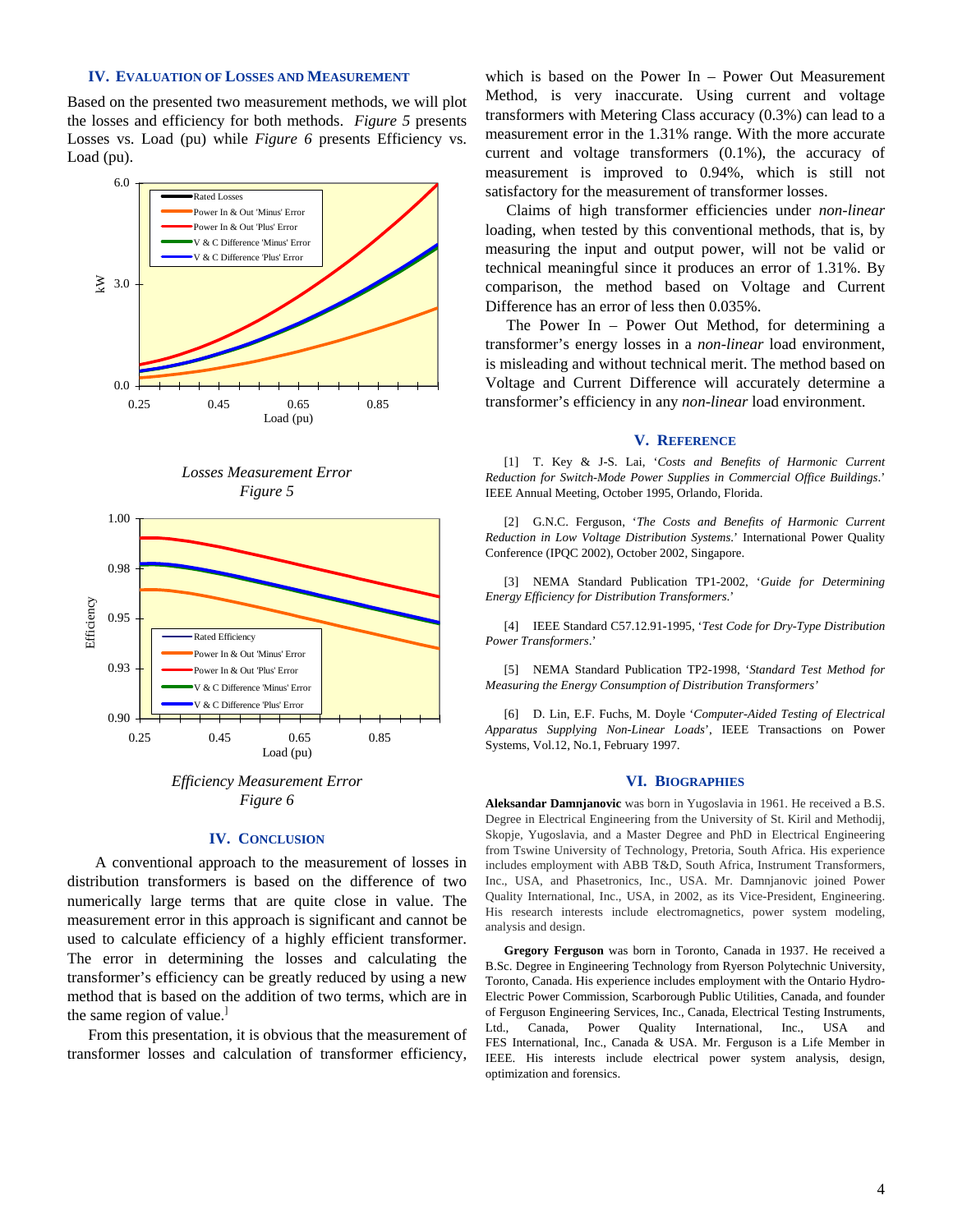## IV. Evaluation of Losses and Measurement

Based on the presented two measurement methods, we will plot the losses and efficiency for both methods. *Figure 5* presents Losses vs. Load (pu) while *Figure 6* presents Efficiency vs. Load (pu).

6.0
3.0
0.0
kW
0.25
0.45
0.65
0.85
Load (pu)
Rated Losses
Power In & Out 'Minus' Error
Power In & Out 'Plus' Error
V & C Difference 'Minus' Error
V & C Difference 'Plus' Error

*Losses Measurement Error*
*Figure 5*

1.00
0.98
0.95
0.93
0.90
Efficiency
0.25
0.45
0.65
0.85
Load (pu)
Rated Efficiency
Power In & Out 'Minus' Error
Power In & Out 'Plus' Error
V & C Difference 'Minus' Error
V & C Difference 'Plus' Error

*Efficiency Measurement Error*
*Figure 6*

## IV. Conclusion

A conventional approach to the measurement of losses in distribution transformers is based on the difference of two numerically large terms that are quite close in value. The measurement error in this approach is significant and cannot be used to calculate efficiency of a highly efficient transformer. The error in determining the losses and calculating the transformer's efficiency can be greatly reduced by using a new method that is based on the addition of two terms, which are in the same region of value.

From this presentation, it is obvious that the measurement of transformer losses and calculation of transformer efficiency, which is based on the Power In – Power Out Measurement Method, is very inaccurate. Using current and voltage transformers with Metering Class accuracy (0.3%) can lead to a measurement error in the 1.31% range. With the more accurate current and voltage transformers (0.1%), the accuracy of measurement is improved to 0.94%, which is still not satisfactory for the measurement of transformer losses.

Claims of high transformer efficiencies under *non-linear* loading, when tested by this conventional methods, that is, by measuring the input and output power, will not be valid or technical meaningful since it produces an error of 1.31%. By comparison, the method based on Voltage and Current Difference has an error of less then 0.035%.

The Power In – Power Out Method, for determining a transformer's energy losses in a *non-linear* load environment, is misleading and without technical merit. The method based on Voltage and Current Difference will accurately determine a transformer's efficiency in any *non-linear* load environment.

## V. Reference

[1] T. Key & J-S. Lai, '*Costs and Benefits of Harmonic Current Reduction for Switch-Mode Power Supplies in Commercial Office Buildings*.' IEEE Annual Meeting, October 1995, Orlando, Florida.

[2] G.N.C. Ferguson, '*The Costs and Benefits of Harmonic Current Reduction in Low Voltage Distribution Systems*.' International Power Quality Conference (IPQC 2002), October 2002, Singapore.

[3] NEMA Standard Publication TP1-2002, '*Guide for Determining Energy Efficiency for Distribution Transformers*.'

[4] IEEE Standard C57.12.91-1995, '*Test Code for Dry-Type Distribution Power Transformers*.'

[5] NEMA Standard Publication TP2-1998, '*Standard Test Method for Measuring the Energy Consumption of Distribution Transformers*'

[6] D. Lin, E.F. Fuchs, M. Doyle '*Computer-Aided Testing of Electrical Apparatus Supplying Non-Linear Loads*', IEEE Transactions on Power Systems, Vol.12, No.1, February 1997.

## VI. Biographies

**Aleksandar Damnjanovic** was born in Yugoslavia in 1961. He received a B.S. Degree in Electrical Engineering from the University of St. Kiril and Methodij, Skopje, Yugoslavia, and a Master Degree and PhD in Electrical Engineering from Tswine University of Technology, Pretoria, South Africa. His experience includes employment with ABB T&D, South Africa, Instrument Transformers, Inc., USA, and Phasetronics, Inc., USA. Mr. Damnjanovic joined Power Quality International, Inc., USA, in 2002, as its Vice-President, Engineering. His research interests include electromagnetics, power system modeling, analysis and design.

**Gregory Ferguson** was born in Toronto, Canada in 1937. He received a B.Sc. Degree in Engineering Technology from Ryerson Polytechnic University, Toronto, Canada. His experience includes employment with the Ontario Hydro-Electric Power Commission, Scarborough Public Utilities, Canada, and founder of Ferguson Engineering Services, Inc., Canada, Electrical Testing Instruments, Ltd., Canada, Power Quality International, Inc., USA and FES International, Inc., Canada & USA. Mr. Ferguson is a Life Member in IEEE. His interests include electrical power system analysis, design, optimization and forensics.